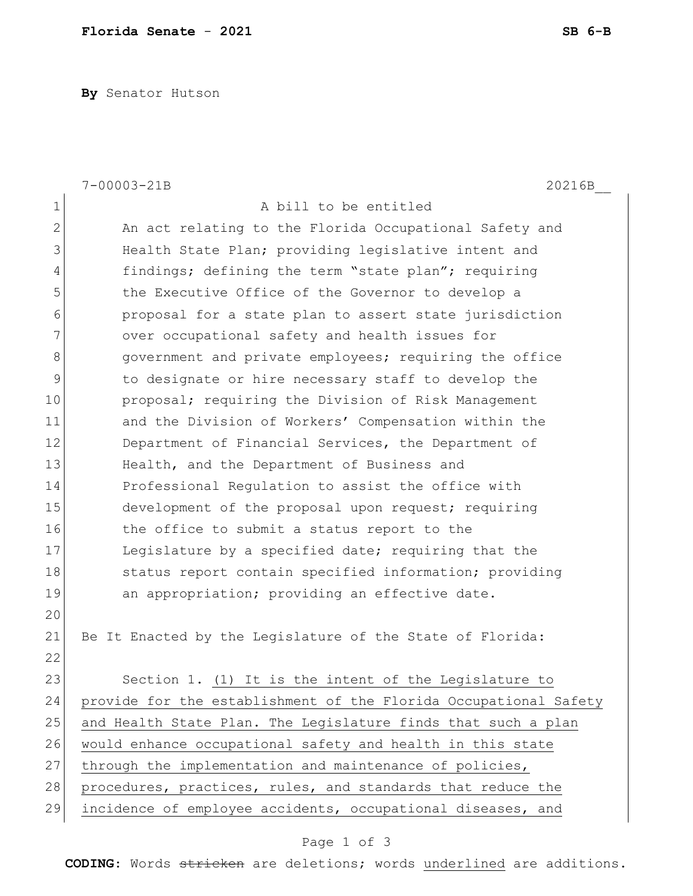**Florida Senate - 2021** **SB 6-B**

**By** Senator Hutson

7-00003-21B 20216B__

A bill to be entitled

An act relating to the Florida Occupational Safety and Health State Plan; providing legislative intent and findings; defining the term "state plan"; requiring the Executive Office of the Governor to develop a proposal for a state plan to assert state jurisdiction over occupational safety and health issues for government and private employees; requiring the office to designate or hire necessary staff to develop the proposal; requiring the Division of Risk Management and the Division of Workers' Compensation within the Department of Financial Services, the Department of Health, and the Department of Business and Professional Regulation to assist the office with development of the proposal upon request; requiring the office to submit a status report to the Legislature by a specified date; requiring that the status report contain specified information; providing an appropriation; providing an effective date.

Be It Enacted by the Legislature of the State of Florida:

Section 1. (1) It is the intent of the Legislature to provide for the establishment of the Florida Occupational Safety and Health State Plan. The Legislature finds that such a plan would enhance occupational safety and health in this state through the implementation and maintenance of policies, procedures, practices, rules, and standards that reduce the incidence of employee accidents, occupational diseases, and

**CODING:** Words ~~stricken~~ are deletions; words underlined are additions.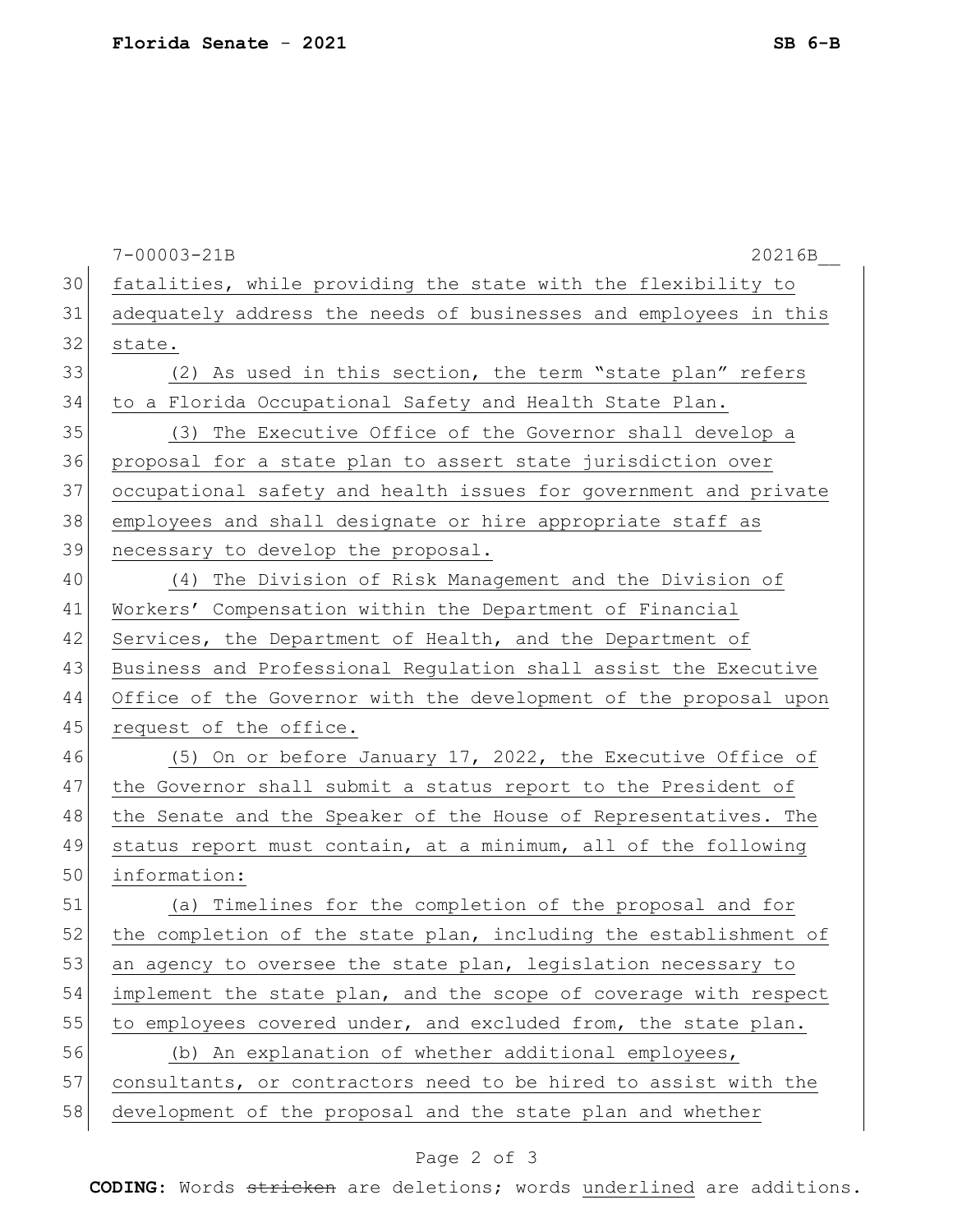fatalities, while providing the state with the flexibility to adequately address the needs of businesses and employees in this state.

(2) As used in this section, the term "state plan" refers to a Florida Occupational Safety and Health State Plan.

(3) The Executive Office of the Governor shall develop a proposal for a state plan to assert state jurisdiction over occupational safety and health issues for government and private employees and shall designate or hire appropriate staff as necessary to develop the proposal.

(4) The Division of Risk Management and the Division of Workers' Compensation within the Department of Financial Services, the Department of Health, and the Department of Business and Professional Regulation shall assist the Executive Office of the Governor with the development of the proposal upon request of the office.

(5) On or before January 17, 2022, the Executive Office of the Governor shall submit a status report to the President of the Senate and the Speaker of the House of Representatives. The status report must contain, at a minimum, all of the following information:

(a) Timelines for the completion of the proposal and for the completion of the state plan, including the establishment of an agency to oversee the state plan, legislation necessary to implement the state plan, and the scope of coverage with respect to employees covered under, and excluded from, the state plan.

(b) An explanation of whether additional employees, consultants, or contractors need to be hired to assist with the development of the proposal and the state plan and whether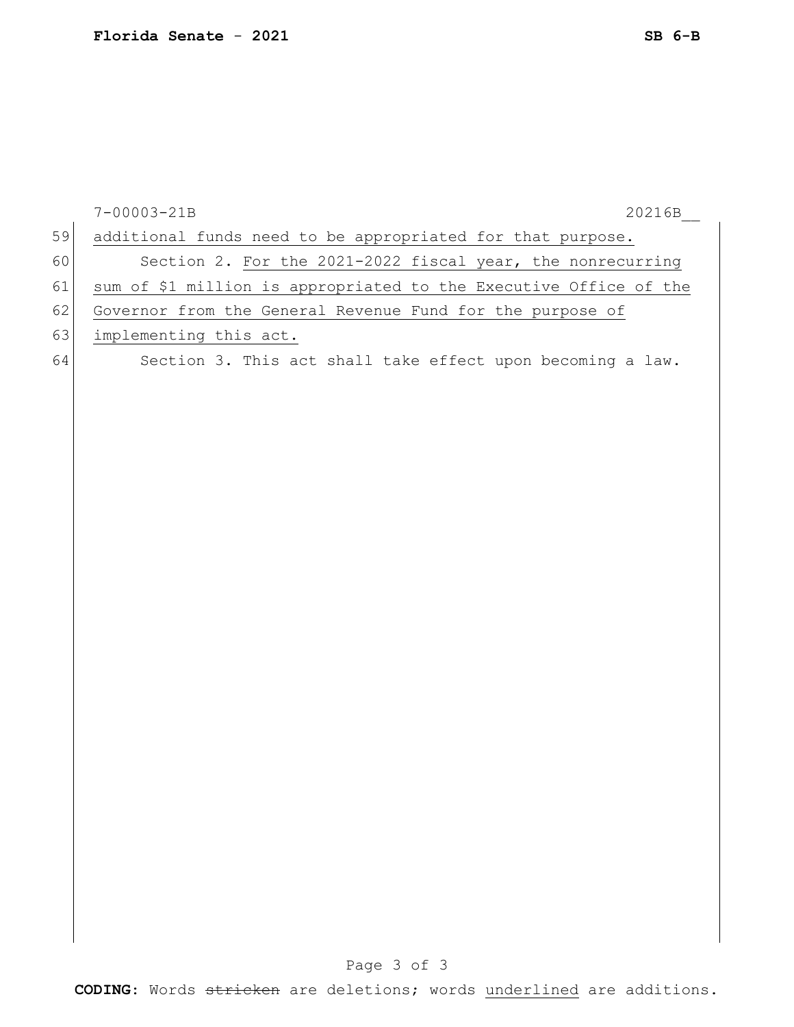7-00003-21B 20216B__

59 additional funds need to be appropriated for that purpose.

60 Section 2. For the 2021-2022 fiscal year, the nonrecurring
61 sum of $1 million is appropriated to the Executive Office of the
62 Governor from the General Revenue Fund for the purpose of
63 implementing this act.

64 Section 3. This act shall take effect upon becoming a law.

**CODING:** Words stricken are deletions; words underlined are additions.